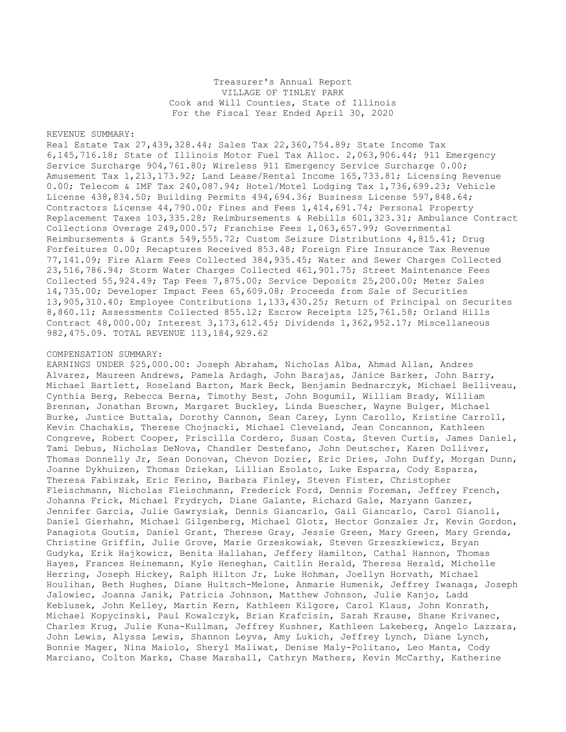Treasurer's Annual Report
VILLAGE OF TINLEY PARK
Cook and Will Counties, State of Illinois
For the Fiscal Year Ended April 30, 2020

REVENUE SUMMARY:
Real Estate Tax 27,439,328.44; Sales Tax 22,360,754.89; State Income Tax 6,145,716.18; State of Illinois Motor Fuel Tax Alloc. 2,063,906.44; 911 Emergency Service Surcharge 904,761.80; Wireless 911 Emergency Service Surcharge 0.00; Amusement Tax 1,213,173.92; Land Lease/Rental Income 165,733.81; Licensing Revenue 0.00; Telecom & IMF Tax 240,087.94; Hotel/Motel Lodging Tax 1,736,699.23; Vehicle License 438,834.50; Building Permits 494,694.36; Business License 597,848.64; Contractors License 44,790.00; Fines and Fees 1,414,691.74; Personal Property Replacement Taxes 103,335.28; Reimbursements & Rebills 601,323.31; Ambulance Contract Collections Overage 249,000.57; Franchise Fees 1,063,657.99; Governmental Reimbursements & Grants 549,555.72; Custom Seizure Distributions 4,815.41; Drug Forfeitures 0.00; Recaptures Received 853.48; Foreign Fire Insurance Tax Revenue 77,141.09; Fire Alarm Fees Collected 384,935.45; Water and Sewer Charges Collected 23,516,786.94; Storm Water Charges Collected 461,901.75; Street Maintenance Fees Collected 55,924.49; Tap Fees 7,875.00; Service Deposits 25,200.00; Meter Sales 14,735.00; Developer Impact Fees 65,609.08; Proceeds from Sale of Securities 13,905,310.40; Employee Contributions 1,133,430.25; Return of Principal on Securites 8,860.11; Assessments Collected 855.12; Escrow Receipts 125,761.58; Orland Hills Contract 48,000.00; Interest 3,173,612.45; Dividends 1,362,952.17; Miscellaneous 982,475.09. TOTAL REVENUE 113,184,929.62

COMPENSATION SUMMARY:
EARNINGS UNDER $25,000.00: Joseph Abraham, Nicholas Alba, Ahmad Allan, Andres Alvarez, Maureen Andrews, Pamela Ardagh, John Barajas, Janice Barker, John Barry, Michael Bartlett, Roseland Barton, Mark Beck, Benjamin Bednarczyk, Michael Belliveau, Cynthia Berg, Rebecca Berna, Timothy Best, John Bogumil, William Brady, William Brennan, Jonathan Brown, Margaret Buckley, Linda Buescher, Wayne Bulger, Michael Burke, Justice Buttala, Dorothy Cannon, Sean Carey, Lynn Carollo, Kristine Carroll, Kevin Chachakis, Therese Chojnacki, Michael Cleveland, Jean Concannon, Kathleen Congreve, Robert Cooper, Priscilla Cordero, Susan Costa, Steven Curtis, James Daniel, Tami Debus, Nicholas DeNova, Chandler Destefano, John Deutscher, Karen Dolliver, Thomas Donnelly Jr, Sean Donovan, Chevon Dozier, Eric Dries, John Duffy, Morgan Dunn, Joanne Dykhuizen, Thomas Dziekan, Lillian Esolato, Luke Esparza, Cody Esparza, Theresa Fabiszak, Eric Ferino, Barbara Finley, Steven Fister, Christopher Fleischmann, Nicholas Fleischmann, Frederick Ford, Dennis Foreman, Jeffrey French, Johanna Frick, Michael Frydrych, Diane Galante, Richard Gale, Maryann Ganzer, Jennifer Garcia, Julie Gawrysiak, Dennis Giancarlo, Gail Giancarlo, Carol Gianoli, Daniel Gierhahn, Michael Gilgenberg, Michael Glotz, Hector Gonzalez Jr, Kevin Gordon, Panagiota Goutis, Daniel Grant, Therese Gray, Jessie Green, Mary Green, Mary Grenda, Christine Griffin, Julie Grove, Marie Grzeskowiak, Steven Grzeszkiewicz, Bryan Gudyka, Erik Hajkowicz, Benita Hallahan, Jeffery Hamilton, Cathal Hannon, Thomas Hayes, Frances Heinemann, Kyle Heneghan, Caitlin Herald, Theresa Herald, Michelle Herring, Joseph Hickey, Ralph Hilton Jr, Luke Hohman, Joellyn Horvath, Michael Houlihan, Beth Hughes, Diane Hultsch-Melone, Anmarie Humenik, Jeffrey Iwanaga, Joseph Jalowiec, Joanna Janik, Patricia Johnson, Matthew Johnson, Julie Kanjo, Ladd Keblusek, John Kelley, Martin Kern, Kathleen Kilgore, Carol Klaus, John Konrath, Michael Kopycinski, Paul Kowalczyk, Brian Krafcisin, Sarah Krause, Shane Krivanec, Charles Krug, Julie Kuna-Kullman, Jeffrey Kushner, Kathleen Lakeberg, Angelo Lazzara, John Lewis, Alyssa Lewis, Shannon Leyva, Amy Lukich, Jeffrey Lynch, Diane Lynch, Bonnie Mager, Nina Maiolo, Sheryl Maliwat, Denise Maly-Politano, Leo Manta, Cody Marciano, Colton Marks, Chase Marshall, Cathryn Mathers, Kevin McCarthy, Katherine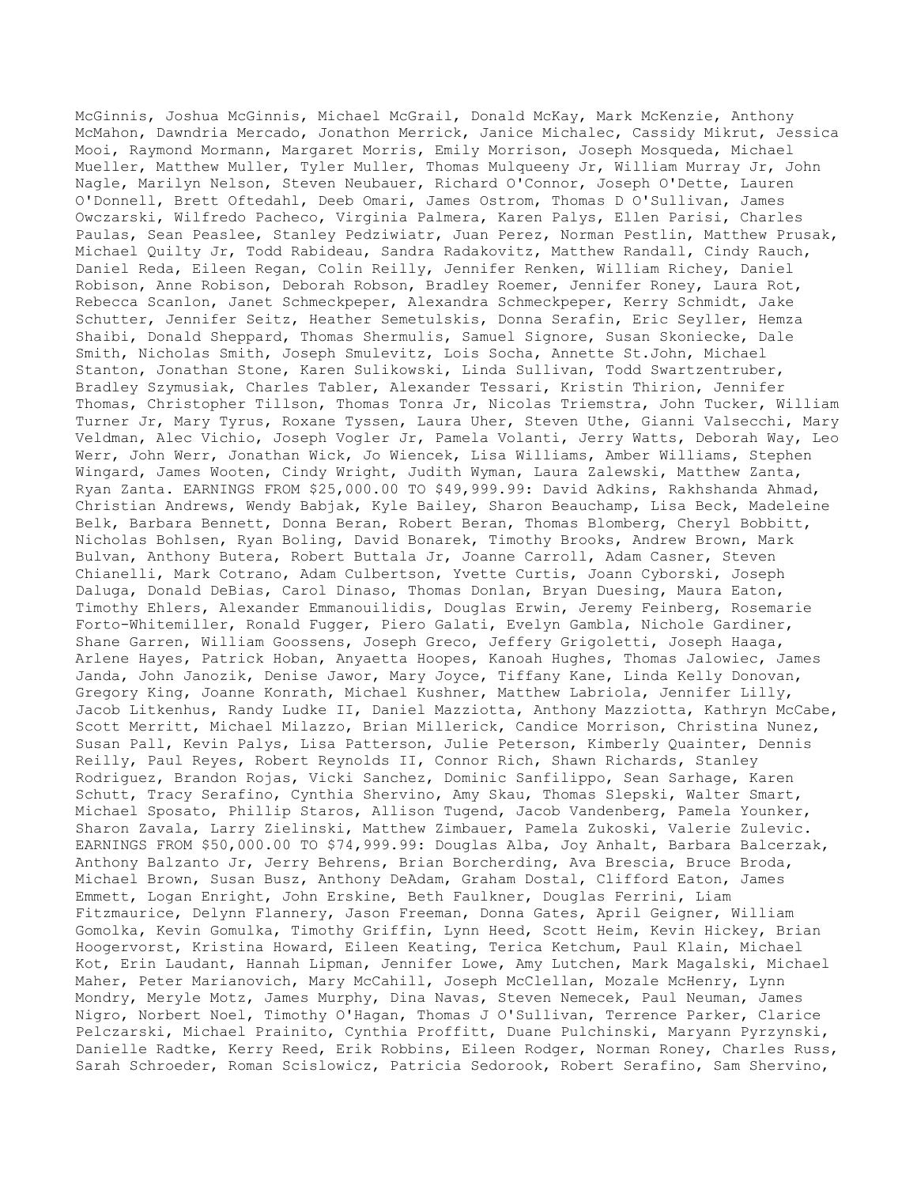McGinnis, Joshua McGinnis, Michael McGrail, Donald McKay, Mark McKenzie, Anthony McMahon, Dawndria Mercado, Jonathon Merrick, Janice Michalec, Cassidy Mikrut, Jessica Mooi, Raymond Mormann, Margaret Morris, Emily Morrison, Joseph Mosqueda, Michael Mueller, Matthew Muller, Tyler Muller, Thomas Mulqueeny Jr, William Murray Jr, John Nagle, Marilyn Nelson, Steven Neubauer, Richard O'Connor, Joseph O'Dette, Lauren O'Donnell, Brett Oftedahl, Deeb Omari, James Ostrom, Thomas D O'Sullivan, James Owczarski, Wilfredo Pacheco, Virginia Palmera, Karen Palys, Ellen Parisi, Charles Paulas, Sean Peaslee, Stanley Pedziwiatr, Juan Perez, Norman Pestlin, Matthew Prusak, Michael Quilty Jr, Todd Rabideau, Sandra Radakovitz, Matthew Randall, Cindy Rauch, Daniel Reda, Eileen Regan, Colin Reilly, Jennifer Renken, William Richey, Daniel Robison, Anne Robison, Deborah Robson, Bradley Roemer, Jennifer Roney, Laura Rot, Rebecca Scanlon, Janet Schmeckpeper, Alexandra Schmeckpeper, Kerry Schmidt, Jake Schutter, Jennifer Seitz, Heather Semetulskis, Donna Serafin, Eric Seyller, Hemza Shaibi, Donald Sheppard, Thomas Shermulis, Samuel Signore, Susan Skoniecke, Dale Smith, Nicholas Smith, Joseph Smulevitz, Lois Socha, Annette St.John, Michael Stanton, Jonathan Stone, Karen Sulikowski, Linda Sullivan, Todd Swartzentruber, Bradley Szymusiak, Charles Tabler, Alexander Tessari, Kristin Thirion, Jennifer Thomas, Christopher Tillson, Thomas Tonra Jr, Nicolas Triemstra, John Tucker, William Turner Jr, Mary Tyrus, Roxane Tyssen, Laura Uher, Steven Uthe, Gianni Valsecchi, Mary Veldman, Alec Vichio, Joseph Vogler Jr, Pamela Volanti, Jerry Watts, Deborah Way, Leo Werr, John Werr, Jonathan Wick, Jo Wiencek, Lisa Williams, Amber Williams, Stephen Wingard, James Wooten, Cindy Wright, Judith Wyman, Laura Zalewski, Matthew Zanta, Ryan Zanta. EARNINGS FROM $25,000.00 TO $49,999.99: David Adkins, Rakhshanda Ahmad, Christian Andrews, Wendy Babjak, Kyle Bailey, Sharon Beauchamp, Lisa Beck, Madeleine Belk, Barbara Bennett, Donna Beran, Robert Beran, Thomas Blomberg, Cheryl Bobbitt, Nicholas Bohlsen, Ryan Boling, David Bonarek, Timothy Brooks, Andrew Brown, Mark Bulvan, Anthony Butera, Robert Buttala Jr, Joanne Carroll, Adam Casner, Steven Chianelli, Mark Cotrano, Adam Culbertson, Yvette Curtis, Joann Cyborski, Joseph Daluga, Donald DeBias, Carol Dinaso, Thomas Donlan, Bryan Duesing, Maura Eaton, Timothy Ehlers, Alexander Emmanouilidis, Douglas Erwin, Jeremy Feinberg, Rosemarie Forto-Whitemiller, Ronald Fugger, Piero Galati, Evelyn Gambla, Nichole Gardiner, Shane Garren, William Goossens, Joseph Greco, Jeffery Grigoletti, Joseph Haaga, Arlene Hayes, Patrick Hoban, Anyaetta Hoopes, Kanoah Hughes, Thomas Jalowiec, James Janda, John Janozik, Denise Jawor, Mary Joyce, Tiffany Kane, Linda Kelly Donovan, Gregory King, Joanne Konrath, Michael Kushner, Matthew Labriola, Jennifer Lilly, Jacob Litkenhus, Randy Ludke II, Daniel Mazziotta, Anthony Mazziotta, Kathryn McCabe, Scott Merritt, Michael Milazzo, Brian Millerick, Candice Morrison, Christina Nunez, Susan Pall, Kevin Palys, Lisa Patterson, Julie Peterson, Kimberly Quainter, Dennis Reilly, Paul Reyes, Robert Reynolds II, Connor Rich, Shawn Richards, Stanley Rodriguez, Brandon Rojas, Vicki Sanchez, Dominic Sanfilippo, Sean Sarhage, Karen Schutt, Tracy Serafino, Cynthia Shervino, Amy Skau, Thomas Slepski, Walter Smart, Michael Sposato, Phillip Staros, Allison Tugend, Jacob Vandenberg, Pamela Younker, Sharon Zavala, Larry Zielinski, Matthew Zimbauer, Pamela Zukoski, Valerie Zulevic. EARNINGS FROM $50,000.00 TO $74,999.99: Douglas Alba, Joy Anhalt, Barbara Balcerzak, Anthony Balzanto Jr, Jerry Behrens, Brian Borcherding, Ava Brescia, Bruce Broda, Michael Brown, Susan Busz, Anthony DeAdam, Graham Dostal, Clifford Eaton, James Emmett, Logan Enright, John Erskine, Beth Faulkner, Douglas Ferrini, Liam Fitzmaurice, Delynn Flannery, Jason Freeman, Donna Gates, April Geigner, William Gomolka, Kevin Gomulka, Timothy Griffin, Lynn Heed, Scott Heim, Kevin Hickey, Brian Hoogervorst, Kristina Howard, Eileen Keating, Terica Ketchum, Paul Klain, Michael Kot, Erin Laudant, Hannah Lipman, Jennifer Lowe, Amy Lutchen, Mark Magalski, Michael Maher, Peter Marianovich, Mary McCahill, Joseph McClellan, Mozale McHenry, Lynn Mondry, Meryle Motz, James Murphy, Dina Navas, Steven Nemecek, Paul Neuman, James Nigro, Norbert Noel, Timothy O'Hagan, Thomas J O'Sullivan, Terrence Parker, Clarice Pelczarski, Michael Prainito, Cynthia Proffitt, Duane Pulchinski, Maryann Pyrzynski, Danielle Radtke, Kerry Reed, Erik Robbins, Eileen Rodger, Norman Roney, Charles Russ, Sarah Schroeder, Roman Scislowicz, Patricia Sedorook, Robert Serafino, Sam Shervino,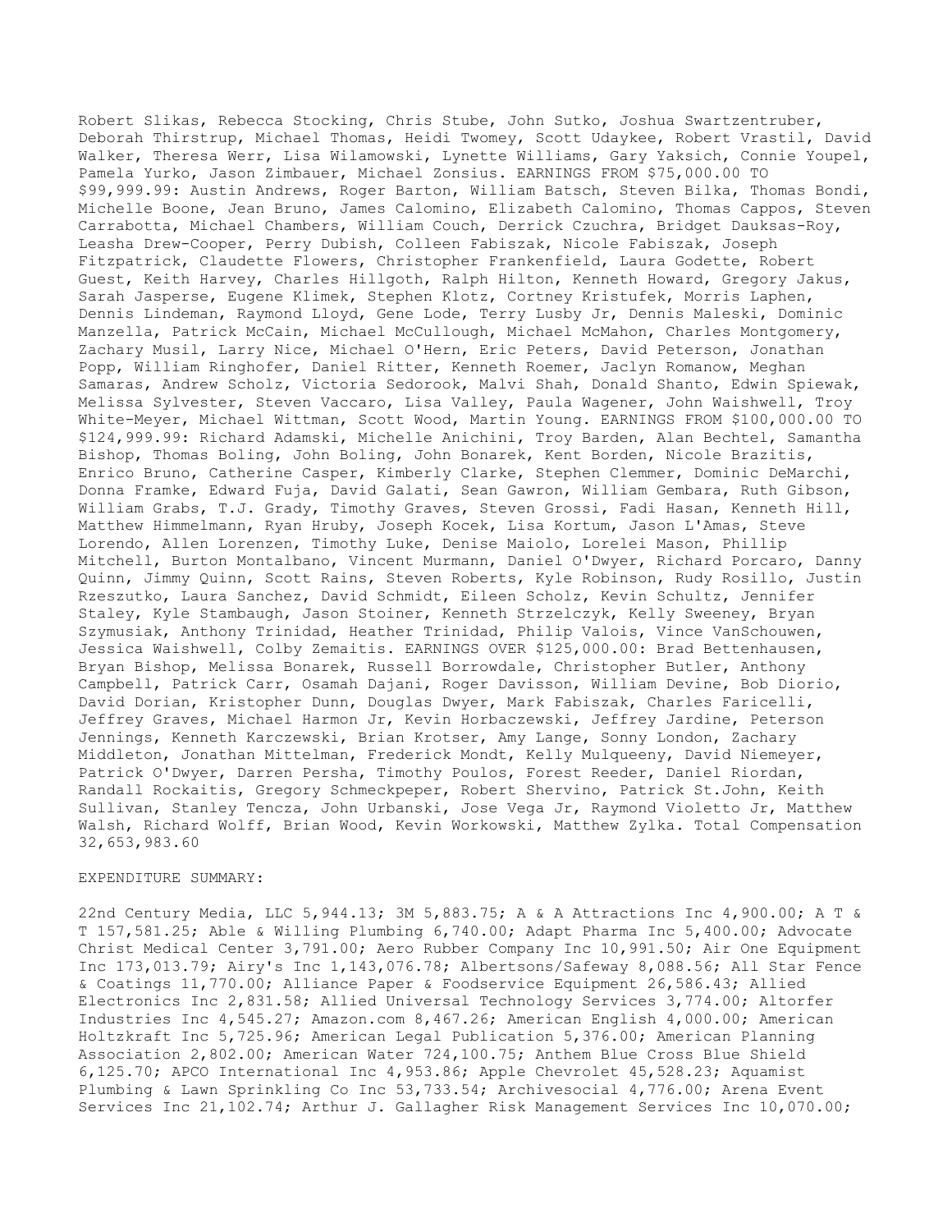Robert Slikas, Rebecca Stocking, Chris Stube, John Sutko, Joshua Swartzentruber, Deborah Thirstrup, Michael Thomas, Heidi Twomey, Scott Udaykee, Robert Vrastil, David Walker, Theresa Werr, Lisa Wilamowski, Lynette Williams, Gary Yaksich, Connie Youpel, Pamela Yurko, Jason Zimbauer, Michael Zonsius. EARNINGS FROM $75,000.00 TO $99,999.99: Austin Andrews, Roger Barton, William Batsch, Steven Bilka, Thomas Bondi, Michelle Boone, Jean Bruno, James Calomino, Elizabeth Calomino, Thomas Cappos, Steven Carrabotta, Michael Chambers, William Couch, Derrick Czuchra, Bridget Dauksas-Roy, Leasha Drew-Cooper, Perry Dubish, Colleen Fabiszak, Nicole Fabiszak, Joseph Fitzpatrick, Claudette Flowers, Christopher Frankenfield, Laura Godette, Robert Guest, Keith Harvey, Charles Hillgoth, Ralph Hilton, Kenneth Howard, Gregory Jakus, Sarah Jasperse, Eugene Klimek, Stephen Klotz, Cortney Kristufek, Morris Laphen, Dennis Lindeman, Raymond Lloyd, Gene Lode, Terry Lusby Jr, Dennis Maleski, Dominic Manzella, Patrick McCain, Michael McCullough, Michael McMahon, Charles Montgomery, Zachary Musil, Larry Nice, Michael O'Hern, Eric Peters, David Peterson, Jonathan Popp, William Ringhofer, Daniel Ritter, Kenneth Roemer, Jaclyn Romanow, Meghan Samaras, Andrew Scholz, Victoria Sedorook, Malvi Shah, Donald Shanto, Edwin Spiewak, Melissa Sylvester, Steven Vaccaro, Lisa Valley, Paula Wagener, John Waishwell, Troy White-Meyer, Michael Wittman, Scott Wood, Martin Young. EARNINGS FROM $100,000.00 TO $124,999.99: Richard Adamski, Michelle Anichini, Troy Barden, Alan Bechtel, Samantha Bishop, Thomas Boling, John Boling, John Bonarek, Kent Borden, Nicole Brazitis, Enrico Bruno, Catherine Casper, Kimberly Clarke, Stephen Clemmer, Dominic DeMarchi, Donna Framke, Edward Fuja, David Galati, Sean Gawron, William Gembara, Ruth Gibson, William Grabs, T.J. Grady, Timothy Graves, Steven Grossi, Fadi Hasan, Kenneth Hill, Matthew Himmelmann, Ryan Hruby, Joseph Kocek, Lisa Kortum, Jason L'Amas, Steve Lorendo, Allen Lorenzen, Timothy Luke, Denise Maiolo, Lorelei Mason, Phillip Mitchell, Burton Montalbano, Vincent Murmann, Daniel O'Dwyer, Richard Porcaro, Danny Quinn, Jimmy Quinn, Scott Rains, Steven Roberts, Kyle Robinson, Rudy Rosillo, Justin Rzeszutko, Laura Sanchez, David Schmidt, Eileen Scholz, Kevin Schultz, Jennifer Staley, Kyle Stambaugh, Jason Stoiner, Kenneth Strzelczyk, Kelly Sweeney, Bryan Szymusiak, Anthony Trinidad, Heather Trinidad, Philip Valois, Vince VanSchouwen, Jessica Waishwell, Colby Zemaitis. EARNINGS OVER $125,000.00: Brad Bettenhausen, Bryan Bishop, Melissa Bonarek, Russell Borrowdale, Christopher Butler, Anthony Campbell, Patrick Carr, Osamah Dajani, Roger Davisson, William Devine, Bob Diorio, David Dorian, Kristopher Dunn, Douglas Dwyer, Mark Fabiszak, Charles Faricelli, Jeffrey Graves, Michael Harmon Jr, Kevin Horbaczewski, Jeffrey Jardine, Peterson Jennings, Kenneth Karczewski, Brian Krotser, Amy Lange, Sonny London, Zachary Middleton, Jonathan Mittelman, Frederick Mondt, Kelly Mulqueeny, David Niemeyer, Patrick O'Dwyer, Darren Persha, Timothy Poulos, Forest Reeder, Daniel Riordan, Randall Rockaitis, Gregory Schmeckpeper, Robert Shervino, Patrick St.John, Keith Sullivan, Stanley Tencza, John Urbanski, Jose Vega Jr, Raymond Violetto Jr, Matthew Walsh, Richard Wolff, Brian Wood, Kevin Workowski, Matthew Zylka. Total Compensation 32,653,983.60

EXPENDITURE SUMMARY:

22nd Century Media, LLC 5,944.13; 3M 5,883.75; A & A Attractions Inc 4,900.00; A T & T 157,581.25; Able & Willing Plumbing 6,740.00; Adapt Pharma Inc 5,400.00; Advocate Christ Medical Center 3,791.00; Aero Rubber Company Inc 10,991.50; Air One Equipment Inc 173,013.79; Airy's Inc 1,143,076.78; Albertsons/Safeway 8,088.56; All Star Fence & Coatings 11,770.00; Alliance Paper & Foodservice Equipment 26,586.43; Allied Electronics Inc 2,831.58; Allied Universal Technology Services 3,774.00; Altorfer Industries Inc 4,545.27; Amazon.com 8,467.26; American English 4,000.00; American Holtzkraft Inc 5,725.96; American Legal Publication 5,376.00; American Planning Association 2,802.00; American Water 724,100.75; Anthem Blue Cross Blue Shield 6,125.70; APCO International Inc 4,953.86; Apple Chevrolet 45,528.23; Aquamist Plumbing & Lawn Sprinkling Co Inc 53,733.54; Archivesocial 4,776.00; Arena Event Services Inc 21,102.74; Arthur J. Gallagher Risk Management Services Inc 10,070.00;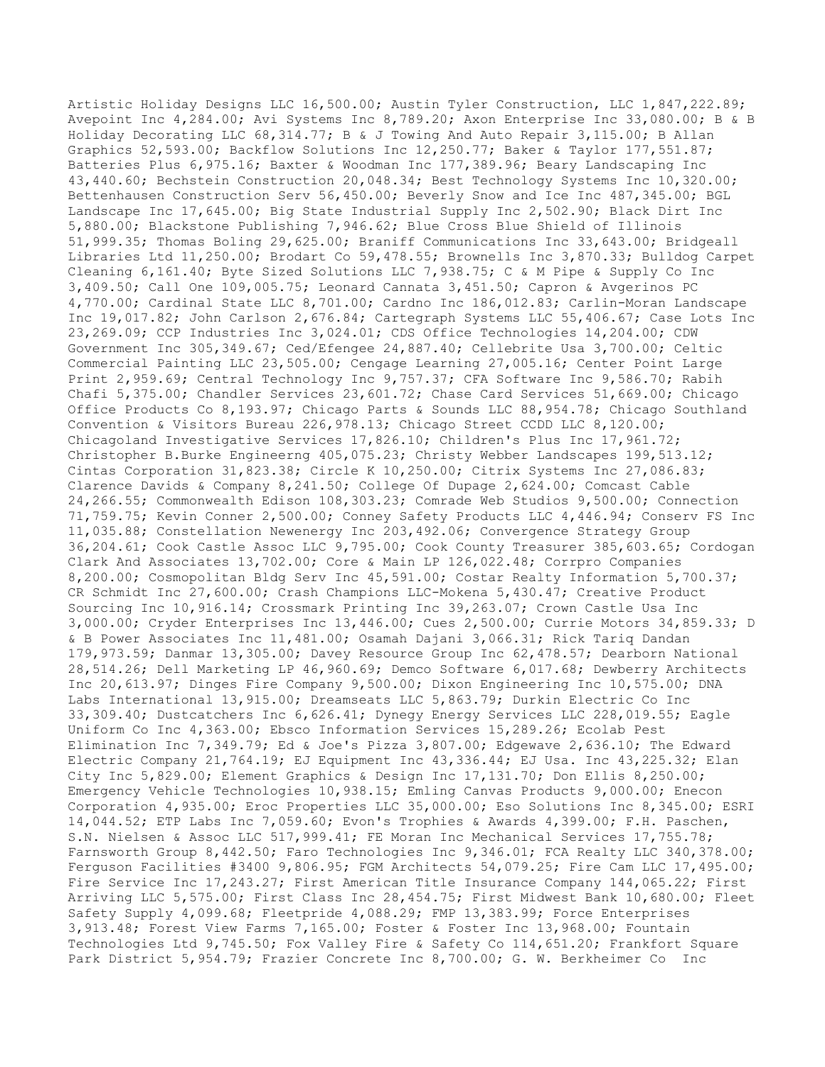Artistic Holiday Designs LLC 16,500.00; Austin Tyler Construction, LLC 1,847,222.89; Avepoint Inc 4,284.00; Avi Systems Inc 8,789.20; Axon Enterprise Inc 33,080.00; B & B Holiday Decorating LLC 68,314.77; B & J Towing And Auto Repair 3,115.00; B Allan Graphics 52,593.00; Backflow Solutions Inc 12,250.77; Baker & Taylor 177,551.87; Batteries Plus 6,975.16; Baxter & Woodman Inc 177,389.96; Beary Landscaping Inc 43,440.60; Bechstein Construction 20,048.34; Best Technology Systems Inc 10,320.00; Bettenhausen Construction Serv 56,450.00; Beverly Snow and Ice Inc 487,345.00; BGL Landscape Inc 17,645.00; Big State Industrial Supply Inc 2,502.90; Black Dirt Inc 5,880.00; Blackstone Publishing 7,946.62; Blue Cross Blue Shield of Illinois 51,999.35; Thomas Boling 29,625.00; Braniff Communications Inc 33,643.00; Bridgeall Libraries Ltd 11,250.00; Brodart Co 59,478.55; Brownells Inc 3,870.33; Bulldog Carpet Cleaning 6,161.40; Byte Sized Solutions LLC 7,938.75; C & M Pipe & Supply Co Inc 3,409.50; Call One 109,005.75; Leonard Cannata 3,451.50; Capron & Avgerinos PC 4,770.00; Cardinal State LLC 8,701.00; Cardno Inc 186,012.83; Carlin-Moran Landscape Inc 19,017.82; John Carlson 2,676.84; Cartegraph Systems LLC 55,406.67; Case Lots Inc 23,269.09; CCP Industries Inc 3,024.01; CDS Office Technologies 14,204.00; CDW Government Inc 305,349.67; Ced/Efengee 24,887.40; Cellebrite Usa 3,700.00; Celtic Commercial Painting LLC 23,505.00; Cengage Learning 27,005.16; Center Point Large Print 2,959.69; Central Technology Inc 9,757.37; CFA Software Inc 9,586.70; Rabih Chafi 5,375.00; Chandler Services 23,601.72; Chase Card Services 51,669.00; Chicago Office Products Co 8,193.97; Chicago Parts & Sounds LLC 88,954.78; Chicago Southland Convention & Visitors Bureau 226,978.13; Chicago Street CCDD LLC 8,120.00; Chicagoland Investigative Services 17,826.10; Children's Plus Inc 17,961.72; Christopher B.Burke Engineerng 405,075.23; Christy Webber Landscapes 199,513.12; Cintas Corporation 31,823.38; Circle K 10,250.00; Citrix Systems Inc 27,086.83; Clarence Davids & Company 8,241.50; College Of Dupage 2,624.00; Comcast Cable 24,266.55; Commonwealth Edison 108,303.23; Comrade Web Studios 9,500.00; Connection 71,759.75; Kevin Conner 2,500.00; Conney Safety Products LLC 4,446.94; Conserv FS Inc 11,035.88; Constellation Newenergy Inc 203,492.06; Convergence Strategy Group 36,204.61; Cook Castle Assoc LLC 9,795.00; Cook County Treasurer 385,603.65; Cordogan Clark And Associates 13,702.00; Core & Main LP 126,022.48; Corrpro Companies 8,200.00; Cosmopolitan Bldg Serv Inc 45,591.00; Costar Realty Information 5,700.37; CR Schmidt Inc 27,600.00; Crash Champions LLC-Mokena 5,430.47; Creative Product Sourcing Inc 10,916.14; Crossmark Printing Inc 39,263.07; Crown Castle Usa Inc 3,000.00; Cryder Enterprises Inc 13,446.00; Cues 2,500.00; Currie Motors 34,859.33; D & B Power Associates Inc 11,481.00; Osamah Dajani 3,066.31; Rick Tariq Dandan 179,973.59; Danmar 13,305.00; Davey Resource Group Inc 62,478.57; Dearborn National 28,514.26; Dell Marketing LP 46,960.69; Demco Software 6,017.68; Dewberry Architects Inc 20,613.97; Dinges Fire Company 9,500.00; Dixon Engineering Inc 10,575.00; DNA Labs International 13,915.00; Dreamseats LLC 5,863.79; Durkin Electric Co Inc 33,309.40; Dustcatchers Inc 6,626.41; Dynegy Energy Services LLC 228,019.55; Eagle Uniform Co Inc 4,363.00; Ebsco Information Services 15,289.26; Ecolab Pest Elimination Inc 7,349.79; Ed & Joe's Pizza 3,807.00; Edgewave 2,636.10; The Edward Electric Company 21,764.19; EJ Equipment Inc 43,336.44; EJ Usa. Inc 43,225.32; Elan City Inc 5,829.00; Element Graphics & Design Inc 17,131.70; Don Ellis 8,250.00; Emergency Vehicle Technologies 10,938.15; Emling Canvas Products 9,000.00; Enecon Corporation 4,935.00; Eroc Properties LLC 35,000.00; Eso Solutions Inc 8,345.00; ESRI 14,044.52; ETP Labs Inc 7,059.60; Evon's Trophies & Awards 4,399.00; F.H. Paschen, S.N. Nielsen & Assoc LLC 517,999.41; FE Moran Inc Mechanical Services 17,755.78; Farnsworth Group 8,442.50; Faro Technologies Inc 9,346.01; FCA Realty LLC 340,378.00; Ferguson Facilities #3400 9,806.95; FGM Architects 54,079.25; Fire Cam LLC 17,495.00; Fire Service Inc 17,243.27; First American Title Insurance Company 144,065.22; First Arriving LLC 5,575.00; First Class Inc 28,454.75; First Midwest Bank 10,680.00; Fleet Safety Supply 4,099.68; Fleetpride 4,088.29; FMP 13,383.99; Force Enterprises 3,913.48; Forest View Farms 7,165.00; Foster & Foster Inc 13,968.00; Fountain Technologies Ltd 9,745.50; Fox Valley Fire & Safety Co 114,651.20; Frankfort Square Park District 5,954.79; Frazier Concrete Inc 8,700.00; G. W. Berkheimer Co Inc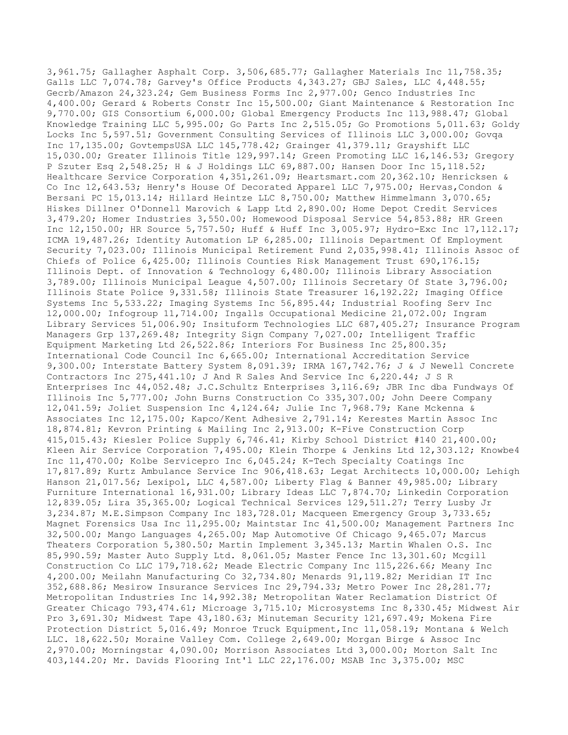3,961.75; Gallagher Asphalt Corp. 3,506,685.77; Gallagher Materials Inc 11,758.35; Galls LLC 7,074.78; Garvey's Office Products 4,343.27; GBJ Sales, LLC 4,448.55; Gecrb/Amazon 24,323.24; Gem Business Forms Inc 2,977.00; Genco Industries Inc 4,400.00; Gerard & Roberts Constr Inc 15,500.00; Giant Maintenance & Restoration Inc 9,770.00; GIS Consortium 6,000.00; Global Emergency Products Inc 113,988.47; Global Knowledge Training LLC 5,995.00; Go Parts Inc 2,515.05; Go Promotions 5,011.63; Goldy Locks Inc 5,597.51; Government Consulting Services of Illinois LLC 3,000.00; Govqa Inc 17,135.00; GovtempsUSA LLC 145,778.42; Grainger 41,379.11; Grayshift LLC 15,030.00; Greater Illinois Title 129,997.14; Green Promoting LLC 16,146.53; Gregory P Szuter Esq 2,548.25; H & J Holdings LLC 69,887.00; Hansen Door Inc 15,118.52; Healthcare Service Corporation 4,351,261.09; Heartsmart.com 20,362.10; Henricksen & Co Inc 12,643.53; Henry's House Of Decorated Apparel LLC 7,975.00; Hervas,Condon & Bersani PC 15,013.14; Hillard Heintze LLC 8,750.00; Matthew Himmelmann 3,070.65; Hiskes Dillner O'Donnell Marovich & Lapp Ltd 2,890.00; Home Depot Credit Services 3,479.20; Homer Industries 3,550.00; Homewood Disposal Service 54,853.88; HR Green Inc 12,150.00; HR Source 5,757.50; Huff & Huff Inc 3,005.97; Hydro-Exc Inc 17,112.17; ICMA 19,487.26; Identity Automation LP 6,285.00; Illinois Department Of Employment Security 7,023.00; Illinois Municipal Retirement Fund 2,035,998.41; Illinois Assoc of Chiefs of Police 6,425.00; Illinois Counties Risk Management Trust 690,176.15; Illinois Dept. of Innovation & Technology 6,480.00; Illinois Library Association 3,789.00; Illinois Municipal League 4,507.00; Illinois Secretary Of State 3,796.00; Illinois State Police 9,331.58; Illinois State Treasurer 16,192.22; Imaging Office Systems Inc 5,533.22; Imaging Systems Inc 56,895.44; Industrial Roofing Serv Inc 12,000.00; Infogroup 11,714.00; Ingalls Occupational Medicine 21,072.00; Ingram Library Services 51,006.90; Insituform Technologies LLC 687,405.27; Insurance Program Managers Grp 137,269.48; Integrity Sign Company 7,027.00; Intelligent Traffic Equipment Marketing Ltd 26,522.86; Interiors For Business Inc 25,800.35; International Code Council Inc 6,665.00; International Accreditation Service 9,300.00; Interstate Battery System 8,091.39; IRMA 167,742.76; J & J Newell Concrete Contractors Inc 275,441.10; J And R Sales And Service Inc 6,220.44; J S R Enterprises Inc 44,052.48; J.C.Schultz Enterprises 3,116.69; JBR Inc dba Fundways Of Illinois Inc 5,777.00; John Burns Construction Co 335,307.00; John Deere Company 12,041.59; Joliet Suspension Inc 4,124.64; Julie Inc 7,968.79; Kane Mckenna & Associates Inc 12,175.00; Kapco/Kent Adhesive 2,791.14; Kerestes Martin Assoc Inc 18,874.81; Kevron Printing & Mailing Inc 2,913.00; K-Five Construction Corp 415,015.43; Kiesler Police Supply 6,746.41; Kirby School District #140 21,400.00; Kleen Air Service Corporation 7,495.00; Klein Thorpe & Jenkins Ltd 12,303.12; Knowbe4 Inc 11,470.00; Kolbe Servicepro Inc 6,045.24; K-Tech Specialty Coatings Inc 17,817.89; Kurtz Ambulance Service Inc 906,418.63; Legat Architects 10,000.00; Lehigh Hanson 21,017.56; Lexipol, LLC 4,587.00; Liberty Flag & Banner 49,985.00; Library Furniture International 16,931.00; Library Ideas LLC 7,874.70; Linkedin Corporation 12,839.05; Lira 35,365.00; Logical Technical Services 129,511.27; Terry Lusby Jr 3,234.87; M.E.Simpson Company Inc 183,728.01; Macqueen Emergency Group 3,733.65; Magnet Forensics Usa Inc 11,295.00; Maintstar Inc 41,500.00; Management Partners Inc 32,500.00; Mango Languages 4,265.00; Map Automotive Of Chicago 9,465.07; Marcus Theaters Corporation 5,380.50; Martin Implement 3,345.13; Martin Whalen O.S. Inc 85,990.59; Master Auto Supply Ltd. 8,061.05; Master Fence Inc 13,301.60; Mcgill Construction Co LLC 179,718.62; Meade Electric Company Inc 115,226.66; Meany Inc 4,200.00; Meilahn Manufacturing Co 32,734.80; Menards 91,119.82; Meridian IT Inc 352,688.86; Mesirow Insurance Services Inc 29,794.33; Metro Power Inc 28,281.77; Metropolitan Industries Inc 14,992.38; Metropolitan Water Reclamation District Of Greater Chicago 793,474.61; Microage 3,715.10; Microsystems Inc 8,330.45; Midwest Air Pro 3,691.30; Midwest Tape 43,180.63; Minuteman Security 121,697.49; Mokena Fire Protection District 5,016.49; Monroe Truck Equipment,Inc 11,058.19; Montana & Welch LLC. 18,622.50; Moraine Valley Com. College 2,649.00; Morgan Birge & Assoc Inc 2,970.00; Morningstar 4,090.00; Morrison Associates Ltd 3,000.00; Morton Salt Inc 403,144.20; Mr. Davids Flooring Int'l LLC 22,176.00; MSAB Inc 3,375.00; MSC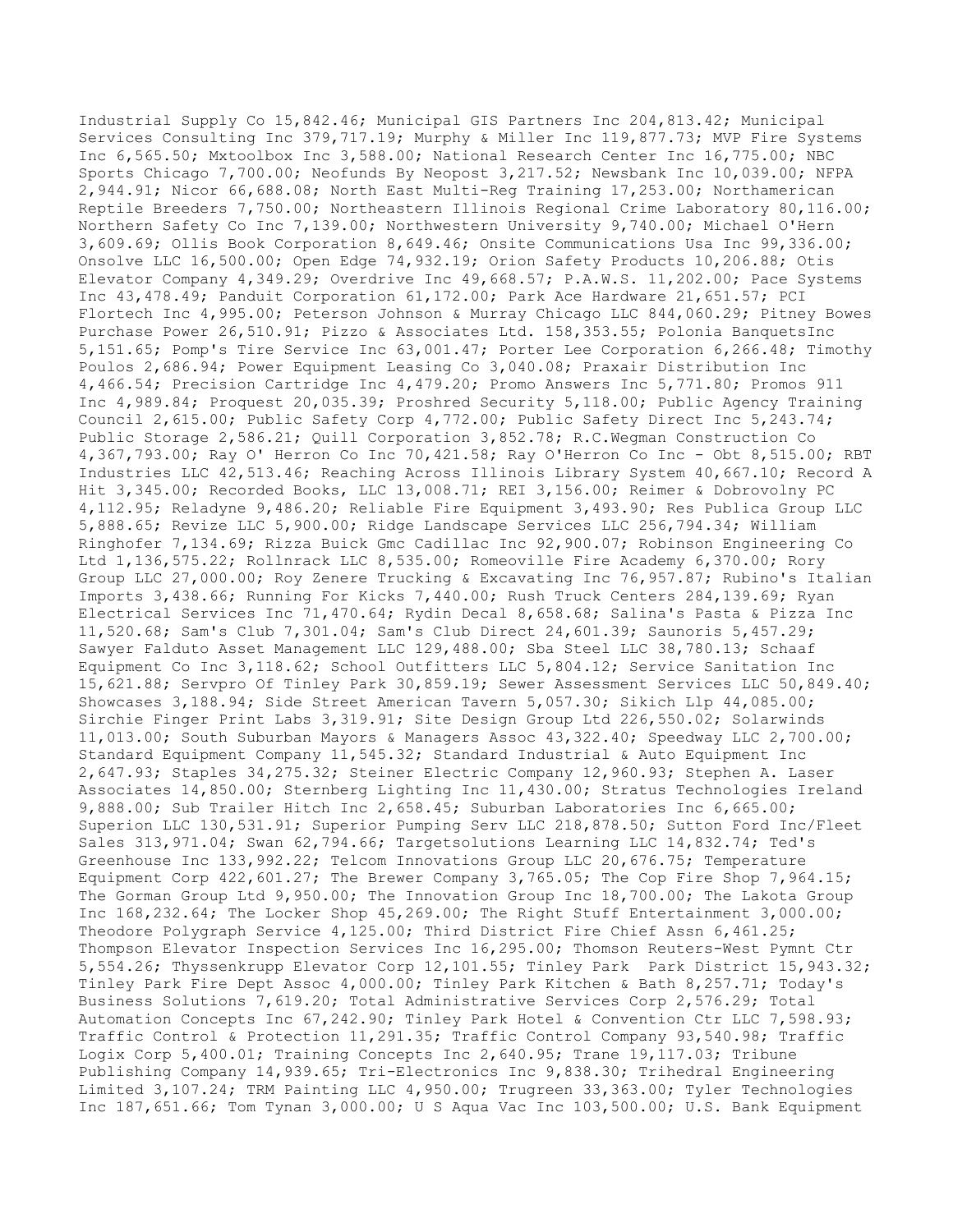Industrial Supply Co 15,842.46; Municipal GIS Partners Inc 204,813.42; Municipal Services Consulting Inc 379,717.19; Murphy & Miller Inc 119,877.73; MVP Fire Systems Inc 6,565.50; Mxtoolbox Inc 3,588.00; National Research Center Inc 16,775.00; NBC Sports Chicago 7,700.00; Neofunds By Neopost 3,217.52; Newsbank Inc 10,039.00; NFPA 2,944.91; Nicor 66,688.08; North East Multi-Reg Training 17,253.00; Northamerican Reptile Breeders 7,750.00; Northeastern Illinois Regional Crime Laboratory 80,116.00; Northern Safety Co Inc 7,139.00; Northwestern University 9,740.00; Michael O'Hern 3,609.69; Ollis Book Corporation 8,649.46; Onsite Communications Usa Inc 99,336.00; Onsolve LLC 16,500.00; Open Edge 74,932.19; Orion Safety Products 10,206.88; Otis Elevator Company 4,349.29; Overdrive Inc 49,668.57; P.A.W.S. 11,202.00; Pace Systems Inc 43,478.49; Panduit Corporation 61,172.00; Park Ace Hardware 21,651.57; PCI Flortech Inc 4,995.00; Peterson Johnson & Murray Chicago LLC 844,060.29; Pitney Bowes Purchase Power 26,510.91; Pizzo & Associates Ltd. 158,353.55; Polonia BanquetsInc 5,151.65; Pomp's Tire Service Inc 63,001.47; Porter Lee Corporation 6,266.48; Timothy Poulos 2,686.94; Power Equipment Leasing Co 3,040.08; Praxair Distribution Inc 4,466.54; Precision Cartridge Inc 4,479.20; Promo Answers Inc 5,771.80; Promos 911 Inc 4,989.84; Proquest 20,035.39; Proshred Security 5,118.00; Public Agency Training Council 2,615.00; Public Safety Corp 4,772.00; Public Safety Direct Inc 5,243.74; Public Storage 2,586.21; Quill Corporation 3,852.78; R.C.Wegman Construction Co 4,367,793.00; Ray O' Herron Co Inc 70,421.58; Ray O'Herron Co Inc - Obt 8,515.00; RBT Industries LLC 42,513.46; Reaching Across Illinois Library System 40,667.10; Record A Hit 3,345.00; Recorded Books, LLC 13,008.71; REI 3,156.00; Reimer & Dobrovolny PC 4,112.95; Reladyne 9,486.20; Reliable Fire Equipment 3,493.90; Res Publica Group LLC 5,888.65; Revize LLC 5,900.00; Ridge Landscape Services LLC 256,794.34; William Ringhofer 7,134.69; Rizza Buick Gmc Cadillac Inc 92,900.07; Robinson Engineering Co Ltd 1,136,575.22; Rollnrack LLC 8,535.00; Romeoville Fire Academy 6,370.00; Rory Group LLC 27,000.00; Roy Zenere Trucking & Excavating Inc 76,957.87; Rubino's Italian Imports 3,438.66; Running For Kicks 7,440.00; Rush Truck Centers 284,139.69; Ryan Electrical Services Inc 71,470.64; Rydin Decal 8,658.68; Salina's Pasta & Pizza Inc 11,520.68; Sam's Club 7,301.04; Sam's Club Direct 24,601.39; Saunoris 5,457.29; Sawyer Falduto Asset Management LLC 129,488.00; Sba Steel LLC 38,780.13; Schaaf Equipment Co Inc 3,118.62; School Outfitters LLC 5,804.12; Service Sanitation Inc 15,621.88; Servpro Of Tinley Park 30,859.19; Sewer Assessment Services LLC 50,849.40; Showcases 3,188.94; Side Street American Tavern 5,057.30; Sikich Llp 44,085.00; Sirchie Finger Print Labs 3,319.91; Site Design Group Ltd 226,550.02; Solarwinds 11,013.00; South Suburban Mayors & Managers Assoc 43,322.40; Speedway LLC 2,700.00; Standard Equipment Company 11,545.32; Standard Industrial & Auto Equipment Inc 2,647.93; Staples 34,275.32; Steiner Electric Company 12,960.93; Stephen A. Laser Associates 14,850.00; Sternberg Lighting Inc 11,430.00; Stratus Technologies Ireland 9,888.00; Sub Trailer Hitch Inc 2,658.45; Suburban Laboratories Inc 6,665.00; Superion LLC 130,531.91; Superior Pumping Serv LLC 218,878.50; Sutton Ford Inc/Fleet Sales 313,971.04; Swan 62,794.66; Targetsolutions Learning LLC 14,832.74; Ted's Greenhouse Inc 133,992.22; Telcom Innovations Group LLC 20,676.75; Temperature Equipment Corp 422,601.27; The Brewer Company 3,765.05; The Cop Fire Shop 7,964.15; The Gorman Group Ltd 9,950.00; The Innovation Group Inc 18,700.00; The Lakota Group Inc 168,232.64; The Locker Shop 45,269.00; The Right Stuff Entertainment 3,000.00; Theodore Polygraph Service 4,125.00; Third District Fire Chief Assn 6,461.25; Thompson Elevator Inspection Services Inc 16,295.00; Thomson Reuters-West Pymnt Ctr 5,554.26; Thyssenkrupp Elevator Corp 12,101.55; Tinley Park  Park District 15,943.32; Tinley Park Fire Dept Assoc 4,000.00; Tinley Park Kitchen & Bath 8,257.71; Today's Business Solutions 7,619.20; Total Administrative Services Corp 2,576.29; Total Automation Concepts Inc 67,242.90; Tinley Park Hotel & Convention Ctr LLC 7,598.93; Traffic Control & Protection 11,291.35; Traffic Control Company 93,540.98; Traffic Logix Corp 5,400.01; Training Concepts Inc 2,640.95; Trane 19,117.03; Tribune Publishing Company 14,939.65; Tri-Electronics Inc 9,838.30; Trihedral Engineering Limited 3,107.24; TRM Painting LLC 4,950.00; Trugreen 33,363.00; Tyler Technologies Inc 187,651.66; Tom Tynan 3,000.00; U S Aqua Vac Inc 103,500.00; U.S. Bank Equipment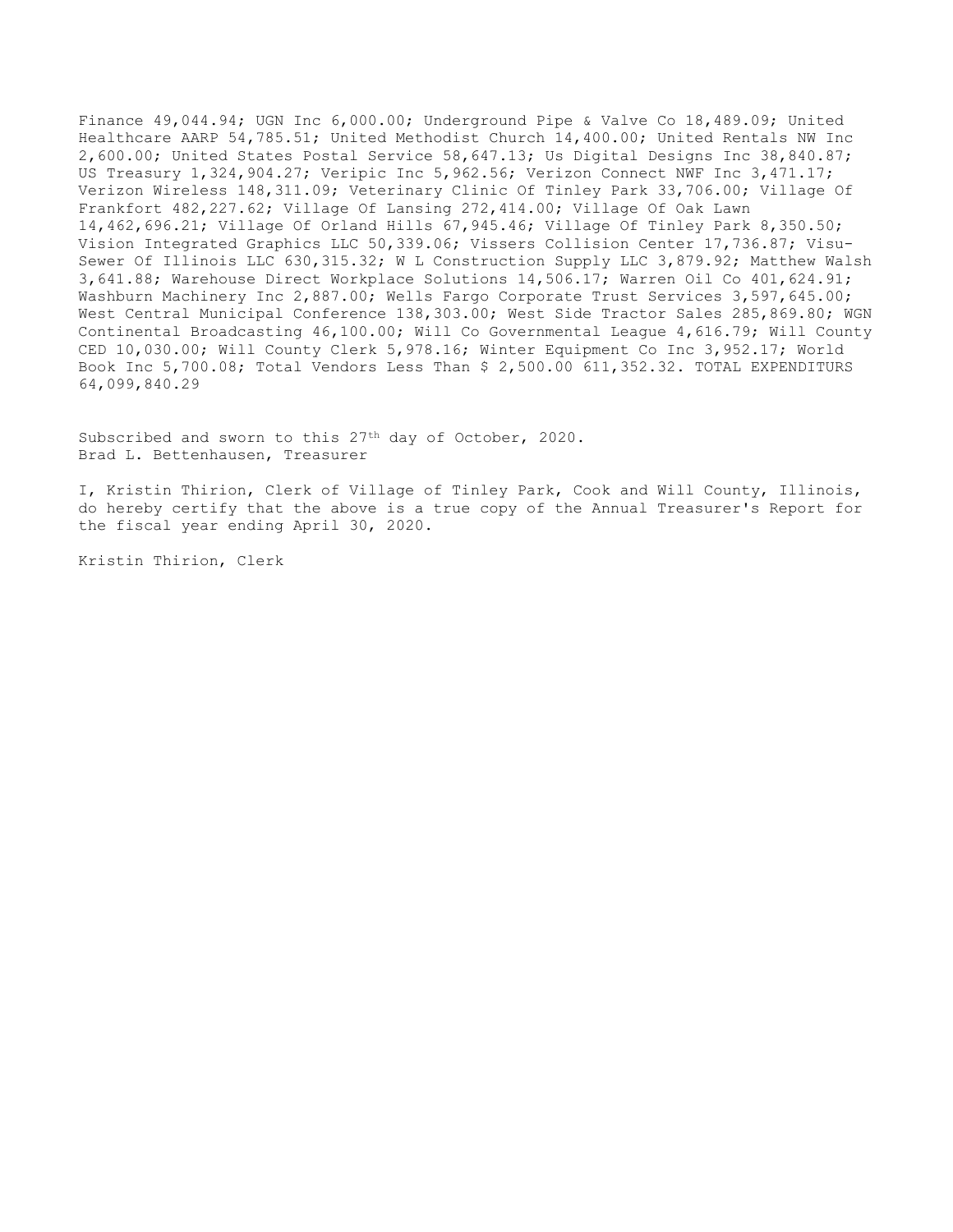Finance 49,044.94; UGN Inc 6,000.00; Underground Pipe & Valve Co 18,489.09; United Healthcare AARP 54,785.51; United Methodist Church 14,400.00; United Rentals NW Inc 2,600.00; United States Postal Service 58,647.13; Us Digital Designs Inc 38,840.87; US Treasury 1,324,904.27; Veripic Inc 5,962.56; Verizon Connect NWF Inc 3,471.17; Verizon Wireless 148,311.09; Veterinary Clinic Of Tinley Park 33,706.00; Village Of Frankfort 482,227.62; Village Of Lansing 272,414.00; Village Of Oak Lawn 14,462,696.21; Village Of Orland Hills 67,945.46; Village Of Tinley Park 8,350.50; Vision Integrated Graphics LLC 50,339.06; Vissers Collision Center 17,736.87; Visu-Sewer Of Illinois LLC 630,315.32; W L Construction Supply LLC 3,879.92; Matthew Walsh 3,641.88; Warehouse Direct Workplace Solutions 14,506.17; Warren Oil Co 401,624.91; Washburn Machinery Inc 2,887.00; Wells Fargo Corporate Trust Services 3,597,645.00; West Central Municipal Conference 138,303.00; West Side Tractor Sales 285,869.80; WGN Continental Broadcasting 46,100.00; Will Co Governmental League 4,616.79; Will County CED 10,030.00; Will County Clerk 5,978.16; Winter Equipment Co Inc 3,952.17; World Book Inc 5,700.08; Total Vendors Less Than $ 2,500.00 611,352.32. TOTAL EXPENDITURS 64,099,840.29

Subscribed and sworn to this 27th day of October, 2020.
Brad L. Bettenhausen, Treasurer

I, Kristin Thirion, Clerk of Village of Tinley Park, Cook and Will County, Illinois, do hereby certify that the above is a true copy of the Annual Treasurer's Report for the fiscal year ending April 30, 2020.

Kristin Thirion, Clerk